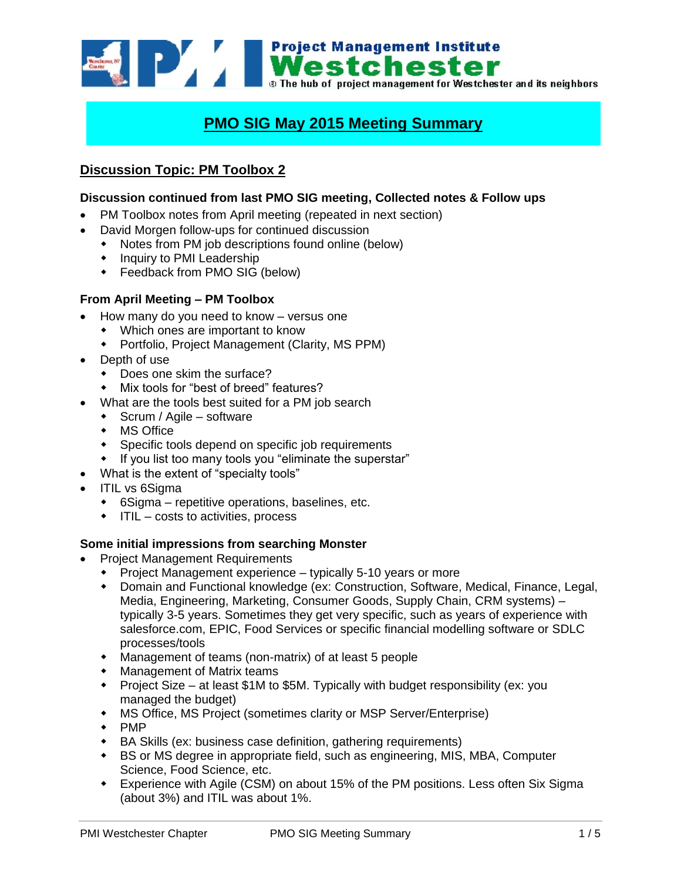# PMO SIG May 2015 Meeting Summary

## Discussion Topic: PM Toolbox 2

### Discussion continued from last PMO SIG meeting, Collected notes & Follow ups

- PM Toolbox notes from April meeting (repeated in next section)
- David Morgen follow-ups for continued discussion
  - Notes from PM job descriptions found online (below)
  - Inquiry to PMI Leadership
  - Feedback from PMO SIG (below)

### From April Meeting – PM Toolbox

- How many do you need to know – versus one
  - Which ones are important to know
  - Portfolio, Project Management (Clarity, MS PPM)
- Depth of use
  - Does one skim the surface?
  - Mix tools for "best of breed" features?
- What are the tools best suited for a PM job search
  - Scrum / Agile – software
  - MS Office
  - Specific tools depend on specific job requirements
  - If you list too many tools you "eliminate the superstar"
- What is the extent of "specialty tools"
- ITIL vs 6Sigma
  - 6Sigma – repetitive operations, baselines, etc.
  - ITIL – costs to activities, process

### Some initial impressions from searching Monster

- Project Management Requirements
  - Project Management experience – typically 5-10 years or more
  - Domain and Functional knowledge (ex: Construction, Software, Medical, Finance, Legal, Media, Engineering, Marketing, Consumer Goods, Supply Chain, CRM systems) – typically 3-5 years. Sometimes they get very specific, such as years of experience with salesforce.com, EPIC, Food Services or specific financial modelling software or SDLC processes/tools
  - Management of teams (non-matrix) of at least 5 people
  - Management of Matrix teams
  - Project Size – at least $1M to $5M. Typically with budget responsibility (ex: you managed the budget)
  - MS Office, MS Project (sometimes clarity or MSP Server/Enterprise)
  - PMP
  - BA Skills (ex: business case definition, gathering requirements)
  - BS or MS degree in appropriate field, such as engineering, MIS, MBA, Computer Science, Food Science, etc.
  - Experience with Agile (CSM) on about 15% of the PM positions. Less often Six Sigma (about 3%) and ITIL was about 1%.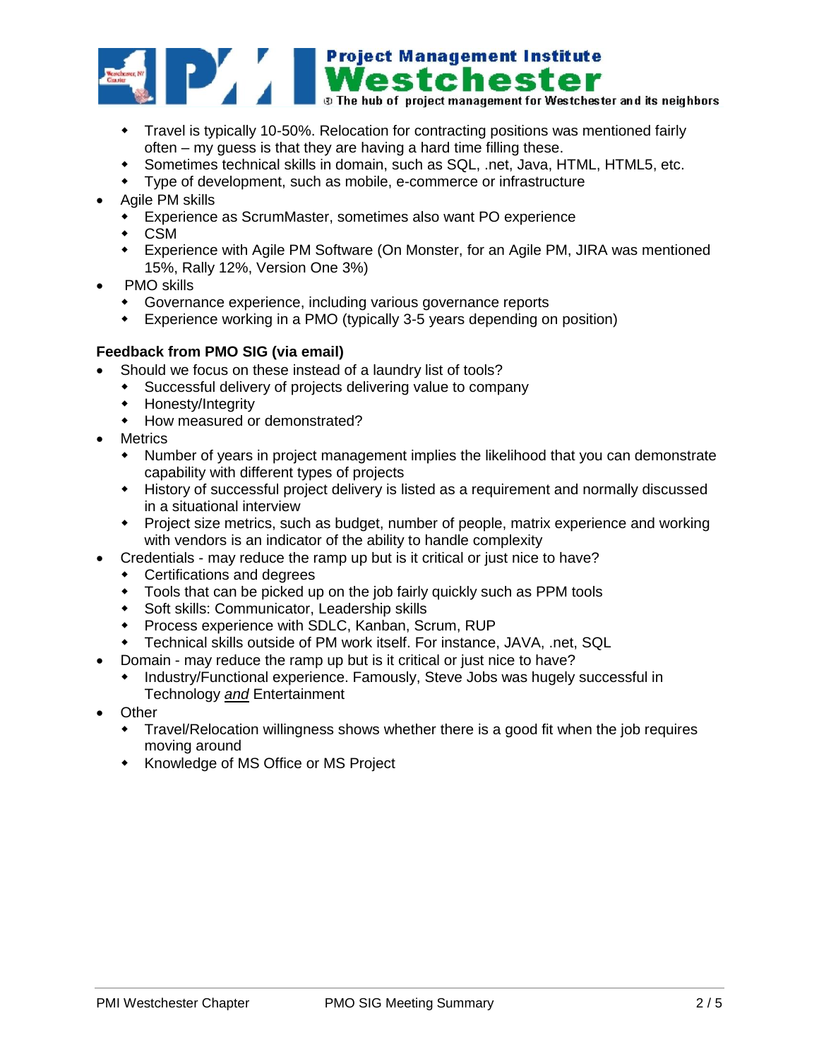- Travel is typically 10-50%. Relocation for contracting positions was mentioned fairly often – my guess is that they are having a hard time filling these.
    - Sometimes technical skills in domain, such as SQL, .net, Java, HTML, HTML5, etc.
    - Type of development, such as mobile, e-commerce or infrastructure
- Agile PM skills
    - Experience as ScrumMaster, sometimes also want PO experience
    - CSM
    - Experience with Agile PM Software (On Monster, for an Agile PM, JIRA was mentioned 15%, Rally 12%, Version One 3%)
- PMO skills
    - Governance experience, including various governance reports
    - Experience working in a PMO (typically 3-5 years depending on position)

**Feedback from PMO SIG (via email)**

- Should we focus on these instead of a laundry list of tools?
    - Successful delivery of projects delivering value to company
    - Honesty/Integrity
    - How measured or demonstrated?
- Metrics
    - Number of years in project management implies the likelihood that you can demonstrate capability with different types of projects
    - History of successful project delivery is listed as a requirement and normally discussed in a situational interview
    - Project size metrics, such as budget, number of people, matrix experience and working with vendors is an indicator of the ability to handle complexity
- Credentials - may reduce the ramp up but is it critical or just nice to have?
    - Certifications and degrees
    - Tools that can be picked up on the job fairly quickly such as PPM tools
    - Soft skills: Communicator, Leadership skills
    - Process experience with SDLC, Kanban, Scrum, RUP
    - Technical skills outside of PM work itself. For instance, JAVA, .net, SQL
- Domain - may reduce the ramp up but is it critical or just nice to have?
    - Industry/Functional experience. Famously, Steve Jobs was hugely successful in Technology ***and*** Entertainment
- Other
    - Travel/Relocation willingness shows whether there is a good fit when the job requires moving around
    - Knowledge of MS Office or MS Project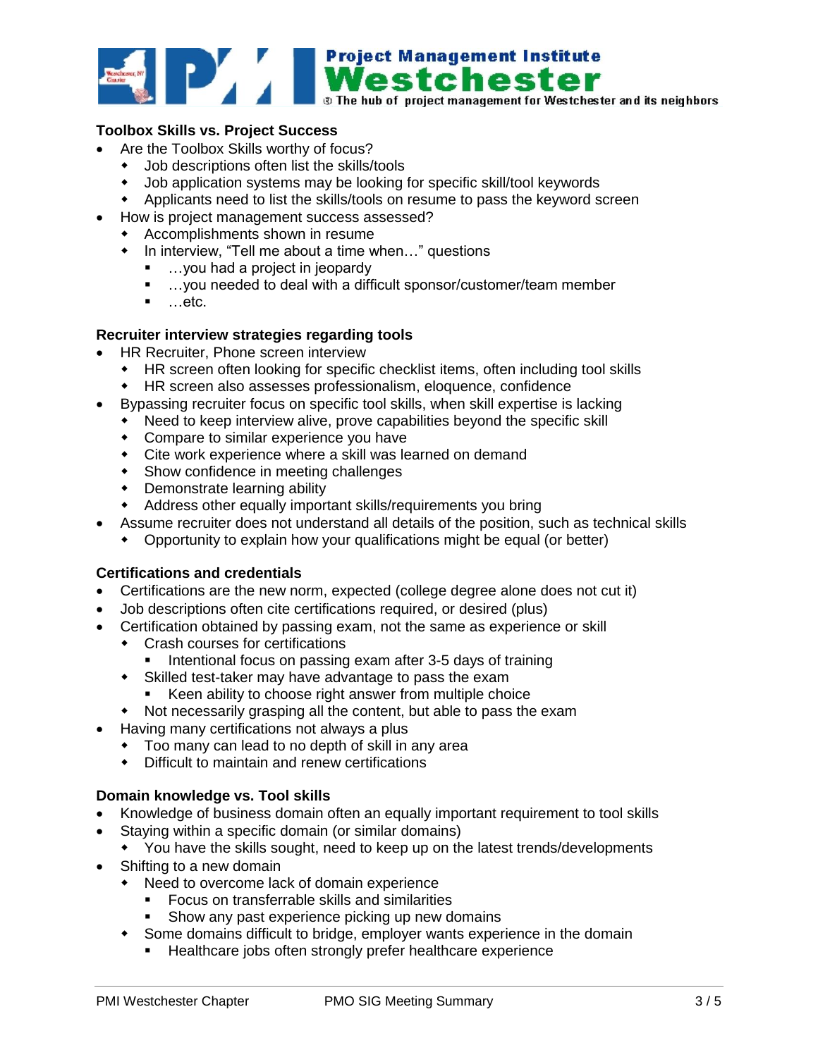**Toolbox Skills vs. Project Success**

- Are the Toolbox Skills worthy of focus?
  - Job descriptions often list the skills/tools
  - Job application systems may be looking for specific skill/tool keywords
  - Applicants need to list the skills/tools on resume to pass the keyword screen
- How is project management success assessed?
  - Accomplishments shown in resume
  - In interview, "Tell me about a time when…" questions
    - …you had a project in jeopardy
    - …you needed to deal with a difficult sponsor/customer/team member
    - …etc.

**Recruiter interview strategies regarding tools**

- HR Recruiter, Phone screen interview
  - HR screen often looking for specific checklist items, often including tool skills
  - HR screen also assesses professionalism, eloquence, confidence
- Bypassing recruiter focus on specific tool skills, when skill expertise is lacking
  - Need to keep interview alive, prove capabilities beyond the specific skill
  - Compare to similar experience you have
  - Cite work experience where a skill was learned on demand
  - Show confidence in meeting challenges
  - Demonstrate learning ability
  - Address other equally important skills/requirements you bring
- Assume recruiter does not understand all details of the position, such as technical skills
  - Opportunity to explain how your qualifications might be equal (or better)

**Certifications and credentials**

- Certifications are the new norm, expected (college degree alone does not cut it)
- Job descriptions often cite certifications required, or desired (plus)
- Certification obtained by passing exam, not the same as experience or skill
  - Crash courses for certifications
    - Intentional focus on passing exam after 3-5 days of training
  - Skilled test-taker may have advantage to pass the exam
    - Keen ability to choose right answer from multiple choice
  - Not necessarily grasping all the content, but able to pass the exam
- Having many certifications not always a plus
  - Too many can lead to no depth of skill in any area
  - Difficult to maintain and renew certifications

**Domain knowledge vs. Tool skills**

- Knowledge of business domain often an equally important requirement to tool skills
- Staying within a specific domain (or similar domains)
  - You have the skills sought, need to keep up on the latest trends/developments
- Shifting to a new domain
  - Need to overcome lack of domain experience
    - Focus on transferrable skills and similarities
    - Show any past experience picking up new domains
  - Some domains difficult to bridge, employer wants experience in the domain
    - Healthcare jobs often strongly prefer healthcare experience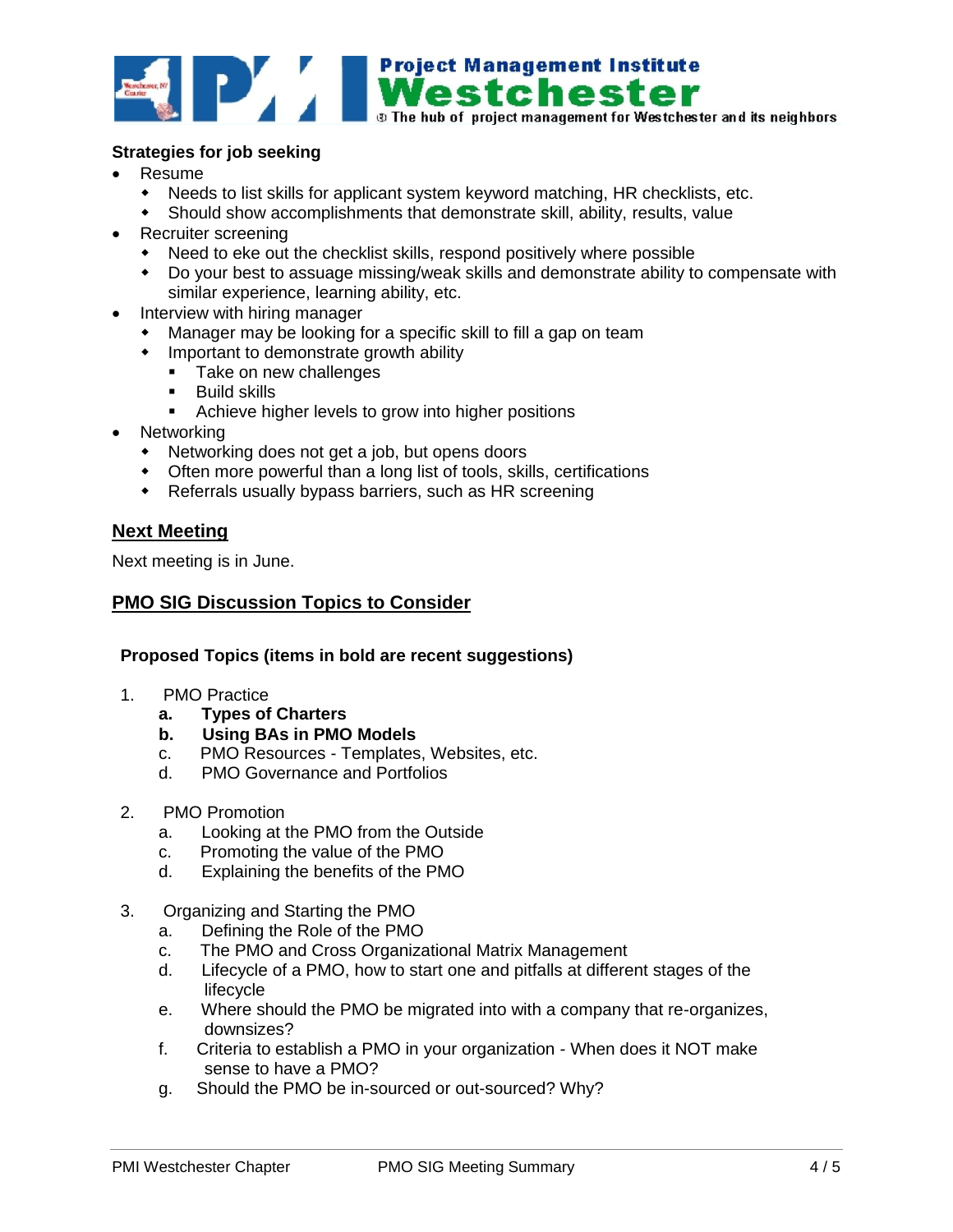**Strategies for job seeking**

- Resume
  - Needs to list skills for applicant system keyword matching, HR checklists, etc.
  - Should show accomplishments that demonstrate skill, ability, results, value
- Recruiter screening
  - Need to eke out the checklist skills, respond positively where possible
  - Do your best to assuage missing/weak skills and demonstrate ability to compensate with similar experience, learning ability, etc.
- Interview with hiring manager
  - Manager may be looking for a specific skill to fill a gap on team
  - Important to demonstrate growth ability
    - Take on new challenges
    - Build skills
    - Achieve higher levels to grow into higher positions
- Networking
  - Networking does not get a job, but opens doors
  - Often more powerful than a long list of tools, skills, certifications
  - Referrals usually bypass barriers, such as HR screening

## Next Meeting

Next meeting is in June.

## PMO SIG Discussion Topics to Consider

**Proposed Topics (items in bold are recent suggestions)**

1. PMO Practice
   a. **Types of Charters**
   b. **Using BAs in PMO Models**
   c. PMO Resources - Templates, Websites, etc.
   d. PMO Governance and Portfolios

2. PMO Promotion
   a. Looking at the PMO from the Outside
   c. Promoting the value of the PMO
   d. Explaining the benefits of the PMO

3. Organizing and Starting the PMO
   a. Defining the Role of the PMO
   c. The PMO and Cross Organizational Matrix Management
   d. Lifecycle of a PMO, how to start one and pitfalls at different stages of the lifecycle
   e. Where should the PMO be migrated into with a company that re-organizes, downsizes?
   f. Criteria to establish a PMO in your organization - When does it NOT make sense to have a PMO?
   g. Should the PMO be in-sourced or out-sourced? Why?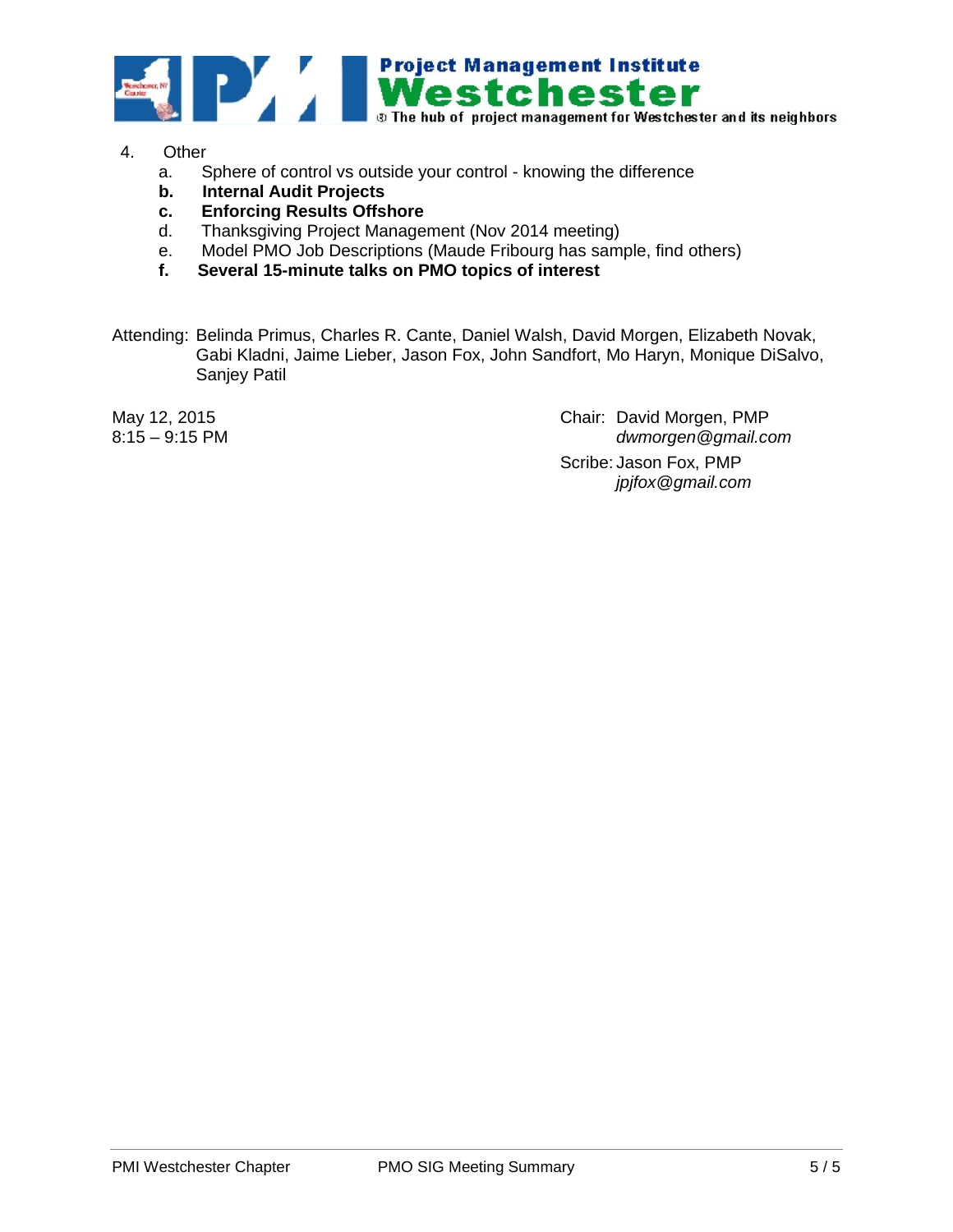4. Other
   a. Sphere of control vs outside your control - knowing the difference
   **b. Internal Audit Projects**
   **c. Enforcing Results Offshore**
   d. Thanksgiving Project Management (Nov 2014 meeting)
   e. Model PMO Job Descriptions (Maude Fribourg has sample, find others)
   **f. Several 15-minute talks on PMO topics of interest**

Attending: Belinda Primus, Charles R. Cante, Daniel Walsh, David Morgen, Elizabeth Novak, Gabi Kladni, Jaime Lieber, Jason Fox, John Sandfort, Mo Haryn, Monique DiSalvo, Sanjey Patil

May 12, 2015
8:15 – 9:15 PM

Chair: David Morgen, PMP
*dwmorgen@gmail.com*

Scribe: Jason Fox, PMP
*jpjfox@gmail.com*